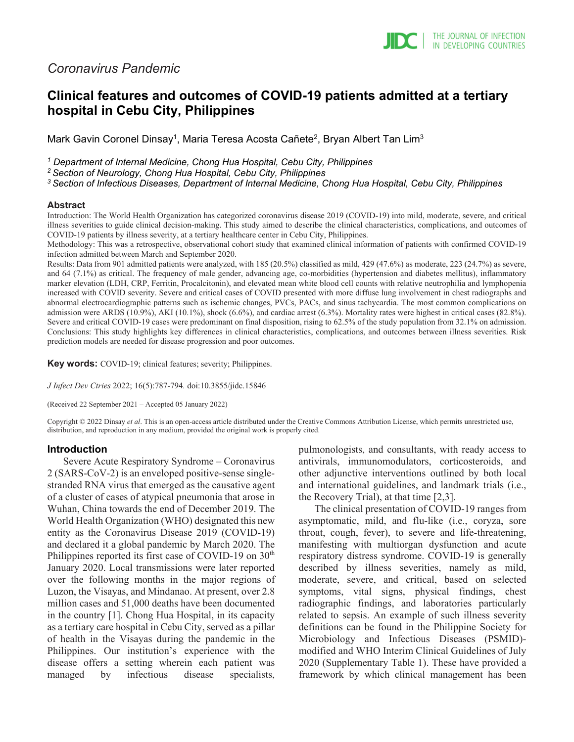*Coronavirus Pandemic*

# Clinical features and outcomes of COVID-19 patients admitted at a tertiary hospital in Cebu City, Philippines

Mark Gavin Coronel Dinsay[1], Maria Teresa Acosta Cañete[2], Bryan Albert Tan Lim[3]

*[1] Department of Internal Medicine, Chong Hua Hospital, Cebu City, Philippines*
*[2] Section of Neurology, Chong Hua Hospital, Cebu City, Philippines*
*[3] Section of Infectious Diseases, Department of Internal Medicine, Chong Hua Hospital, Cebu City, Philippines*

## Abstract

Introduction: The World Health Organization has categorized coronavirus disease 2019 (COVID-19) into mild, moderate, severe, and critical illness severities to guide clinical decision-making. This study aimed to describe the clinical characteristics, complications, and outcomes of COVID-19 patients by illness severity, at a tertiary healthcare center in Cebu City, Philippines.

Methodology: This was a retrospective, observational cohort study that examined clinical information of patients with confirmed COVID-19 infection admitted between March and September 2020.

Results: Data from 901 admitted patients were analyzed, with 185 (20.5%) classified as mild, 429 (47.6%) as moderate, 223 (24.7%) as severe, and 64 (7.1%) as critical. The frequency of male gender, advancing age, co-morbidities (hypertension and diabetes mellitus), inflammatory marker elevation (LDH, CRP, Ferritin, Procalcitonin), and elevated mean white blood cell counts with relative neutrophilia and lymphopenia increased with COVID severity. Severe and critical cases of COVID presented with more diffuse lung involvement in chest radiographs and abnormal electrocardiographic patterns such as ischemic changes, PVCs, PACs, and sinus tachycardia. The most common complications on admission were ARDS (10.9%), AKI (10.1%), shock (6.6%), and cardiac arrest (6.3%). Mortality rates were highest in critical cases (82.8%). Severe and critical COVID-19 cases were predominant on final disposition, rising to 62.5% of the study population from 32.1% on admission.

Conclusions: This study highlights key differences in clinical characteristics, complications, and outcomes between illness severities. Risk prediction models are needed for disease progression and poor outcomes.

**Key words:** COVID-19; clinical features; severity; Philippines.

*J Infect Dev Ctries* 2022; 16(5):787-794*.* doi:10.3855/jidc.15846

(Received 22 September 2021 – Accepted 05 January 2022)

Copyright © 2022 Dinsay *et al*. This is an open-access article distributed under the Creative Commons Attribution License, which permits unrestricted use, distribution, and reproduction in any medium, provided the original work is properly cited.

## Introduction

Severe Acute Respiratory Syndrome – Coronavirus 2 (SARS-CoV-2) is an enveloped positive-sense single-stranded RNA virus that emerged as the causative agent of a cluster of cases of atypical pneumonia that arose in Wuhan, China towards the end of December 2019. The World Health Organization (WHO) designated this new entity as the Coronavirus Disease 2019 (COVID-19) and declared it a global pandemic by March 2020. The Philippines reported its first case of COVID-19 on 30th January 2020. Local transmissions were later reported over the following months in the major regions of Luzon, the Visayas, and Mindanao. At present, over 2.8 million cases and 51,000 deaths have been documented in the country [1]. Chong Hua Hospital, in its capacity as a tertiary care hospital in Cebu City, served as a pillar of health in the Visayas during the pandemic in the Philippines. Our institution's experience with the disease offers a setting wherein each patient was managed by infectious disease specialists, pulmonologists, and consultants, with ready access to antivirals, immunomodulators, corticosteroids, and other adjunctive interventions outlined by both local and international guidelines, and landmark trials (i.e., the Recovery Trial), at that time [2,3].

The clinical presentation of COVID-19 ranges from asymptomatic, mild, and flu-like (i.e., coryza, sore throat, cough, fever), to severe and life-threatening, manifesting with multiorgan dysfunction and acute respiratory distress syndrome. COVID-19 is generally described by illness severities, namely as mild, moderate, severe, and critical, based on selected symptoms, vital signs, physical findings, chest radiographic findings, and laboratories particularly related to sepsis. An example of such illness severity definitions can be found in the Philippine Society for Microbiology and Infectious Diseases (PSMID)-modified and WHO Interim Clinical Guidelines of July 2020 (Supplementary Table 1). These have provided a framework by which clinical management has been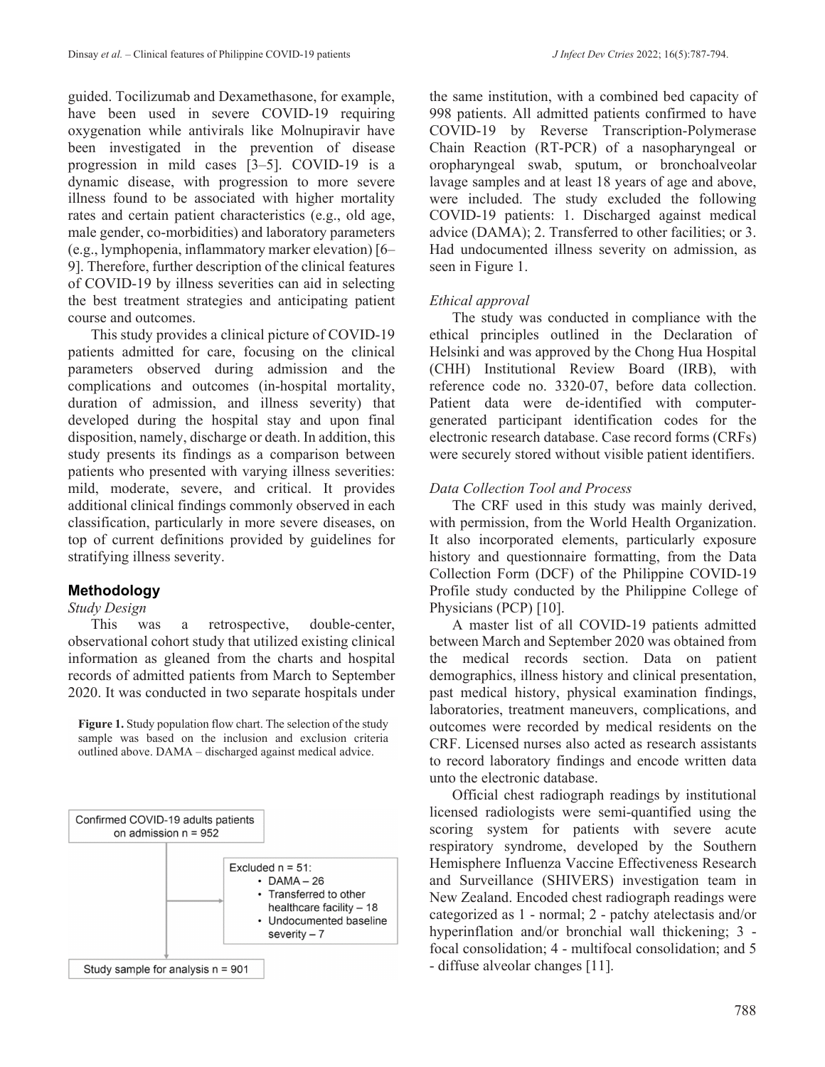guided. Tocilizumab and Dexamethasone, for example, have been used in severe COVID-19 requiring oxygenation while antivirals like Molnupiravir have been investigated in the prevention of disease progression in mild cases [3–5]. COVID-19 is a dynamic disease, with progression to more severe illness found to be associated with higher mortality rates and certain patient characteristics (e.g., old age, male gender, co-morbidities) and laboratory parameters (e.g., lymphopenia, inflammatory marker elevation) [6–9]. Therefore, further description of the clinical features of COVID-19 by illness severities can aid in selecting the best treatment strategies and anticipating patient course and outcomes.

This study provides a clinical picture of COVID-19 patients admitted for care, focusing on the clinical parameters observed during admission and the complications and outcomes (in-hospital mortality, duration of admission, and illness severity) that developed during the hospital stay and upon final disposition, namely, discharge or death. In addition, this study presents its findings as a comparison between patients who presented with varying illness severities: mild, moderate, severe, and critical. It provides additional clinical findings commonly observed in each classification, particularly in more severe diseases, on top of current definitions provided by guidelines for stratifying illness severity.

## Methodology

### *Study Design*

This was a retrospective, double-center, observational cohort study that utilized existing clinical information as gleaned from the charts and hospital records of admitted patients from March to September 2020. It was conducted in two separate hospitals under the same institution, with a combined bed capacity of 998 patients. All admitted patients confirmed to have COVID-19 by Reverse Transcription-Polymerase Chain Reaction (RT-PCR) of a nasopharyngeal or oropharyngeal swab, sputum, or bronchoalveolar lavage samples and at least 18 years of age and above, were included. The study excluded the following COVID-19 patients: 1. Discharged against medical advice (DAMA); 2. Transferred to other facilities; or 3. Had undocumented illness severity on admission, as seen in Figure 1.

**Figure 1.** Study population flow chart. The selection of the study sample was based on the inclusion and exclusion criteria outlined above. DAMA – discharged against medical advice.

Confirmed COVID-19 adults patients on admission n = 952

Excluded n = 51:
- DAMA – 26
- Transferred to other healthcare facility – 18
- Undocumented baseline severity – 7

Study sample for analysis n = 901

### *Ethical approval*

The study was conducted in compliance with the ethical principles outlined in the Declaration of Helsinki and was approved by the Chong Hua Hospital (CHH) Institutional Review Board (IRB), with reference code no. 3320-07, before data collection. Patient data were de-identified with computer-generated participant identification codes for the electronic research database. Case record forms (CRFs) were securely stored without visible patient identifiers.

### *Data Collection Tool and Process*

The CRF used in this study was mainly derived, with permission, from the World Health Organization. It also incorporated elements, particularly exposure history and questionnaire formatting, from the Data Collection Form (DCF) of the Philippine COVID-19 Profile study conducted by the Philippine College of Physicians (PCP) [10].

A master list of all COVID-19 patients admitted between March and September 2020 was obtained from the medical records section. Data on patient demographics, illness history and clinical presentation, past medical history, physical examination findings, laboratories, treatment maneuvers, complications, and outcomes were recorded by medical residents on the CRF. Licensed nurses also acted as research assistants to record laboratory findings and encode written data unto the electronic database.

Official chest radiograph readings by institutional licensed radiologists were semi-quantified using the scoring system for patients with severe acute respiratory syndrome, developed by the Southern Hemisphere Influenza Vaccine Effectiveness Research and Surveillance (SHIVERS) investigation team in New Zealand. Encoded chest radiograph readings were categorized as 1 - normal; 2 - patchy atelectasis and/or hyperinflation and/or bronchial wall thickening; 3 - focal consolidation; 4 - multifocal consolidation; and 5 - diffuse alveolar changes [11].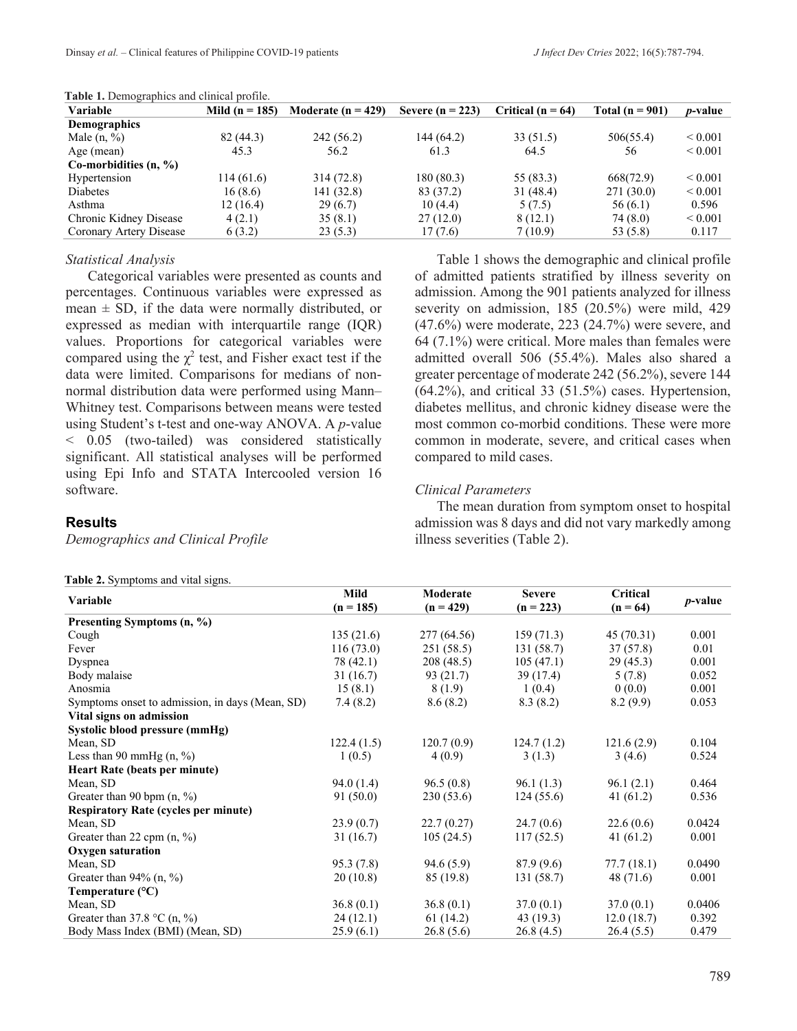**Table 1.** Demographics and clinical profile.

| Variable | Mild (n = 185) | Moderate (n = 429) | Severe (n = 223) | Critical (n = 64) | Total (n = 901) | *p*-value |
|---|---|---|---|---|---|---|
| **Demographics** | | | | | | |
| Male (n, %) | 82 (44.3) | 242 (56.2) | 144 (64.2) | 33 (51.5) | 506(55.4) | < 0.001 |
| Age (mean) | 45.3 | 56.2 | 61.3 | 64.5 | 56 | < 0.001 |
| **Co-morbidities (n, %)** | | | | | | |
| Hypertension | 114 (61.6) | 314 (72.8) | 180 (80.3) | 55 (83.3) | 668(72.9) | < 0.001 |
| Diabetes | 16 (8.6) | 141 (32.8) | 83 (37.2) | 31 (48.4) | 271 (30.0) | < 0.001 |
| Asthma | 12 (16.4) | 29 (6.7) | 10 (4.4) | 5 (7.5) | 56 (6.1) | 0.596 |
| Chronic Kidney Disease | 4 (2.1) | 35 (8.1) | 27 (12.0) | 8 (12.1) | 74 (8.0) | < 0.001 |
| Coronary Artery Disease | 6 (3.2) | 23 (5.3) | 17 (7.6) | 7 (10.9) | 53 (5.8) | 0.117 |

### Statistical Analysis

Categorical variables were presented as counts and percentages. Continuous variables were expressed as mean ± SD, if the data were normally distributed, or expressed as median with interquartile range (IQR) values. Proportions for categorical variables were compared using the $\chi^2$ test, and Fisher exact test if the data were limited. Comparisons for medians of non-normal distribution data were performed using Mann–Whitney test. Comparisons between means were tested using Student's t-test and one-way ANOVA. A *p*-value < 0.05 (two-tailed) was considered statistically significant. All statistical analyses will be performed using Epi Info and STATA Intercooled version 16 software.

## Results

### Demographics and Clinical Profile

Table 1 shows the demographic and clinical profile of admitted patients stratified by illness severity on admission. Among the 901 patients analyzed for illness severity on admission, 185 (20.5%) were mild, 429 (47.6%) were moderate, 223 (24.7%) were severe, and 64 (7.1%) were critical. More males than females were admitted overall 506 (55.4%). Males also shared a greater percentage of moderate 242 (56.2%), severe 144 (64.2%), and critical 33 (51.5%) cases. Hypertension, diabetes mellitus, and chronic kidney disease were the most common co-morbid conditions. These were more common in moderate, severe, and critical cases when compared to mild cases.

### Clinical Parameters

The mean duration from symptom onset to hospital admission was 8 days and did not vary markedly among illness severities (Table 2).

**Table 2.** Symptoms and vital signs.

| Variable | Mild (n = 185) | Moderate (n = 429) | Severe (n = 223) | Critical (n = 64) | *p*-value |
|---|---|---|---|---|---|
| **Presenting Symptoms (n, %)** | | | | | |
| Cough | 135 (21.6) | 277 (64.56) | 159 (71.3) | 45 (70.31) | 0.001 |
| Fever | 116 (73.0) | 251 (58.5) | 131 (58.7) | 37 (57.8) | 0.01 |
| Dyspnea | 78 (42.1) | 208 (48.5) | 105 (47.1) | 29 (45.3) | 0.001 |
| Body malaise | 31 (16.7) | 93 (21.7) | 39 (17.4) | 5 (7.8) | 0.052 |
| Anosmia | 15 (8.1) | 8 (1.9) | 1 (0.4) | 0 (0.0) | 0.001 |
| Symptoms onset to admission, in days (Mean, SD) | 7.4 (8.2) | 8.6 (8.2) | 8.3 (8.2) | 8.2 (9.9) | 0.053 |
| **Vital signs on admission** | | | | | |
| **Systolic blood pressure (mmHg)** | | | | | |
| Mean, SD | 122.4 (1.5) | 120.7 (0.9) | 124.7 (1.2) | 121.6 (2.9) | 0.104 |
| Less than 90 mmHg (n, %) | 1 (0.5) | 4 (0.9) | 3 (1.3) | 3 (4.6) | 0.524 |
| **Heart Rate (beats per minute)** | | | | | |
| Mean, SD | 94.0 (1.4) | 96.5 (0.8) | 96.1 (1.3) | 96.1 (2.1) | 0.464 |
| Greater than 90 bpm (n, %) | 91 (50.0) | 230 (53.6) | 124 (55.6) | 41 (61.2) | 0.536 |
| **Respiratory Rate (cycles per minute)** | | | | | |
| Mean, SD | 23.9 (0.7) | 22.7 (0.27) | 24.7 (0.6) | 22.6 (0.6) | 0.0424 |
| Greater than 22 cpm (n, %) | 31 (16.7) | 105 (24.5) | 117 (52.5) | 41 (61.2) | 0.001 |
| **Oxygen saturation** | | | | | |
| Mean, SD | 95.3 (7.8) | 94.6 (5.9) | 87.9 (9.6) | 77.7 (18.1) | 0.0490 |
| Greater than 94% (n, %) | 20 (10.8) | 85 (19.8) | 131 (58.7) | 48 (71.6) | 0.001 |
| **Temperature (°C)** | | | | | |
| Mean, SD | 36.8 (0.1) | 36.8 (0.1) | 37.0 (0.1) | 37.0 (0.1) | 0.0406 |
| Greater than 37.8 °C (n, %) | 24 (12.1) | 61 (14.2) | 43 (19.3) | 12.0 (18.7) | 0.392 |
| Body Mass Index (BMI) (Mean, SD) | 25.9 (6.1) | 26.8 (5.6) | 26.8 (4.5) | 26.4 (5.5) | 0.479 |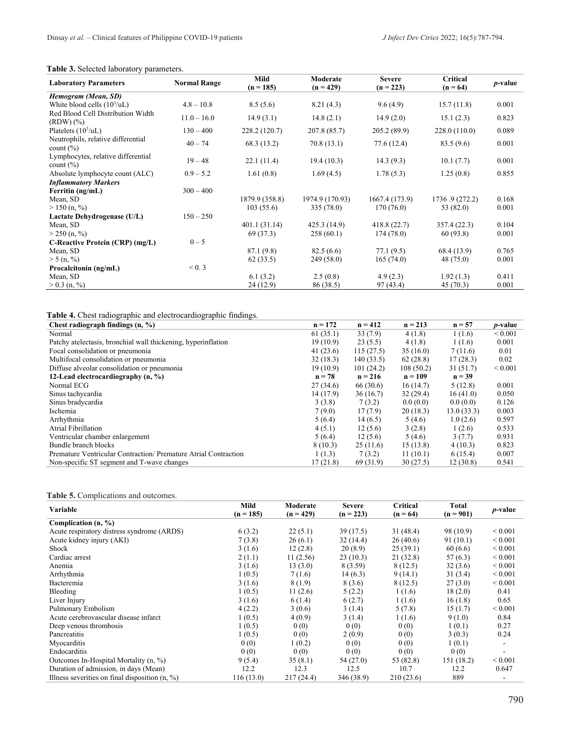**Table 3.** Selected laboratory parameters.

| Laboratory Parameters | Normal Range | Mild (n = 185) | Moderate (n = 429) | Severe (n = 223) | Critical (n = 64) | *p*-value |
|---|---|---|---|---|---|---|
| ***Hemogram (Mean, SD)*** | | | | | | |
| White blood cells ($10^3$/uL) | 4.8 – 10.8 | 8.5 (5.6) | 8.21 (4.3) | 9.6 (4.9) | 15.7 (11.8) | 0.001 |
| Red Blood Cell Distribution Width (RDW) (%) | 11.0 – 16.0 | 14.9 (3.1) | 14.8 (2.1) | 14.9 (2.0) | 15.1 (2.3) | 0.823 |
| Platelets ($10^3$/uL) | 130 – 400 | 228.2 (120.7) | 207.8 (85.7) | 205.2 (89.9) | 228.0 (110.0) | 0.089 |
| Neutrophils, relative differential count (%) | 40 – 74 | 68.3 (13.2) | 70.8 (13.1) | 77.6 (12.4) | 83.5 (9.6) | 0.001 |
| Lymphocytes, relative differential count (%) | 19 – 48 | 22.1 (11.4) | 19.4 (10.3) | 14.3 (9.3) | 10.1 (7.7) | 0.001 |
| Absolute lymphocyte count (ALC) | 0.9 – 5.2 | 1.61 (0.8) | 1.69 (4.5) | 1.78 (5.3) | 1.25 (0.8) | 0.855 |
| ***Inflammatory Markers*** | | | | | | |
| **Ferritin (ng/mL)** | 300 – 400 | | | | | |
| Mean, SD | | 1879.9 (358.8) | 1974.9 (170.93) | 1667.4 (173.9) | 1736 .9 (272.2) | 0.168 |
| > 150 (n, %) | | 103 (55.6) | 335 (78.0) | 170 (76.0) | 53 (82.0) | 0.001 |
| **Lactate Dehydrogenase (U/L)** | 150 – 250 | | | | | |
| Mean, SD | | 401.1 (31.14) | 425.3 (14.9) | 418.8 (22.7) | 357.4 (22.3) | 0.104 |
| > 250 (n, %) | | 69 (37.3) | 258 (60.1) | 174 (78.0) | 60 (93.8) | 0.001 |
| **C-Reactive Protein (CRP) (mg/L)** | 0 – 5 | | | | | |
| Mean, SD | | 87.1 (9.8) | 82.5 (6.6) | 77.1 (9.5) | 68.4 (13.9) | 0.765 |
| > 5 (n, %) | | 62 (33.5) | 249 (58.0) | 165 (74.0) | 48 (75.0) | 0.001 |
| **Procalcitonin (ng/mL)** | < 0. 3 | | | | | |
| Mean, SD | | 6.1 (3.2) | 2.5 (0.8) | 4.9 (2.3) | 1.92 (1.3) | 0.411 |
| > 0.3 (n, %) | | 24 (12.9) | 86 (38.5) | 97 (43.4) | 45 (70.3) | 0.001 |

**Table 4.** Chest radiographic and electrocardiographic findings.

| Chest radiograph findings (n, %) | n = 172 | n = 412 | n = 213 | n = 57 | *p*-value |
|---|---|---|---|---|---|
| Normal | 61 (35.1) | 33 (7.9) | 4 (1.8) | 1 (1.6) | < 0.001 |
| Patchy atelectasis, bronchial wall thickening, hyperinflation | 19 (10.9) | 23 (5.5) | 4 (1.8) | 1 (1.6) | 0.001 |
| Focal consolidation or pneumonia | 41 (23.6) | 115 (27.5) | 35 (16.0) | 7 (11.6) | 0.01 |
| Multifocal consolidation or pneumonia | 32 (18.3) | 140 (33.5) | 62 (28.8) | 17 (28.3) | 0.02 |
| Diffuse alveolar consolidation or pneumonia | 19 (10.9) | 101 (24.2) | 108 (50.2) | 31 (51.7) | < 0.001 |
| **12-Lead electrocardiography (n, %)** | **n = 78** | **n = 216** | **n = 109** | **n = 39** | |
| Normal ECG | 27 (34.6) | 66 (30.6) | 16 (14.7) | 5 (12.8) | 0.001 |
| Sinus tachycardia | 14 (17.9) | 36 (16.7) | 32 (29.4) | 16 (41.0) | 0.050 |
| Sinus bradycardia | 3 (3.8) | 7 (3.2) | 0.0 (0.0) | 0.0 (0.0) | 0.126 |
| Ischemia | 7 (9.0) | 17 (7.9) | 20 (18.3) | 13.0 (33.3) | 0.003 |
| Arrhythmia | 5 (6.4) | 14 (6.5) | 5 (4.6) | 1.0 (2.6) | 0.597 |
| Atrial Fibrillation | 4 (5.1) | 12 (5.6) | 3 (2.8) | 1 (2.6) | 0.533 |
| Ventricular chamber enlargement | 5 (6.4) | 12 (5.6) | 5 (4.6) | 3 (7.7) | 0.931 |
| Bundle branch blocks | 8 (10.3) | 25 (11.6) | 15 (13.8) | 4 (10.3) | 0.823 |
| Premature Ventricular Contraction/ Premature Atrial Contraction | 1 (1.3) | 7 (3.2) | 11 (10.1) | 6 (15.4) | 0.007 |
| Non-specific ST segment and T-wave changes | 17 (21.8) | 69 (31.9) | 30 (27.5) | 12 (30.8) | 0.541 |

**Table 5.** Complications and outcomes.

| Variable | Mild (n = 185) | Moderate (n = 429) | Severe (n = 223) | Critical (n = 64) | Total (n = 901) | *p*-value |
|---|---|---|---|---|---|---|
| **Complication (n, %)** | | | | | | |
| Acute respiratory distress syndrome (ARDS) | 6 (3.2) | 22 (5.1) | 39 (17.5) | 31 (48.4) | 98 (10.9) | < 0.001 |
| Acute kidney injury (AKI) | 7 (3.8) | 26 (6.1) | 32 (14.4) | 26 (40.6) | 91 (10.1) | < 0.001 |
| Shock | 3 (1.6) | 12 (2.8) | 20 (8.9) | 25 (39.1) | 60 (6.6) | < 0.001 |
| Cardiac arrest | 2 (1.1) | 11 (2.56) | 23 (10.3) | 21 (32.8) | 57 (6.3) | < 0.001 |
| Anemia | 3 (1.6) | 13 (3.0) | 8 (3.59) | 8 (12.5) | 32 (3.6) | < 0.001 |
| Arrhythmia | 1 (0.5) | 7 (1.6) | 14 (6.3) | 9 (14.1) | 31 (3.4) | < 0.001 |
| Bacteremia | 3 (1.6) | 8 (1.9) | 8 (3.6) | 8 (12.5) | 27 (3.0) | < 0.001 |
| Bleeding | 1 (0.5) | 11 (2.6) | 5 (2.2) | 1 (1.6) | 18 (2.0) | 0.41 |
| Liver Injury | 3 (1.6) | 6 (1.4) | 6 (2.7) | 1 (1.6) | 16 (1.8) | 0.65 |
| Pulmonary Embolism | 4 (2.2) | 3 (0.6) | 3 (1.4) | 5 (7.8) | 15 (1.7) | < 0.001 |
| Acute cerebrovascular disease infarct | 1 (0.5) | 4 (0.9) | 3 (1.4) | 1 (1.6) | 9 (1.0) | 0.84 |
| Deep venous thrombosis | 1 (0.5) | 0 (0) | 0 (0) | 0 (0) | 1 (0.1) | 0.27 |
| Pancreatitis | 1 (0.5) | 0 (0) | 2 (0.9) | 0 (0) | 3 (0.3) | 0.24 |
| Myocarditis | 0 (0) | 1 (0.2) | 0 (0) | 0 (0) | 1 (0.1) | - |
| Endocarditis | 0 (0) | 0 (0) | 0 (0) | 0 (0) | 0 (0) | - |
| Outcomes In-Hospital Mortality (n, %) | 9 (5.4) | 35 (8.1) | 54 (27.0) | 53 (82.8) | 151 (18.2) | < 0.001 |
| Duration of admission, in days (Mean) | 12.2 | 12.3 | 12.5 | 10.7 | 12.2 | 0.647 |
| Illness severities on final disposition (n, %) | 116 (13.0) | 217 (24.4) | 346 (38.9) | 210 (23.6) | 889 | - |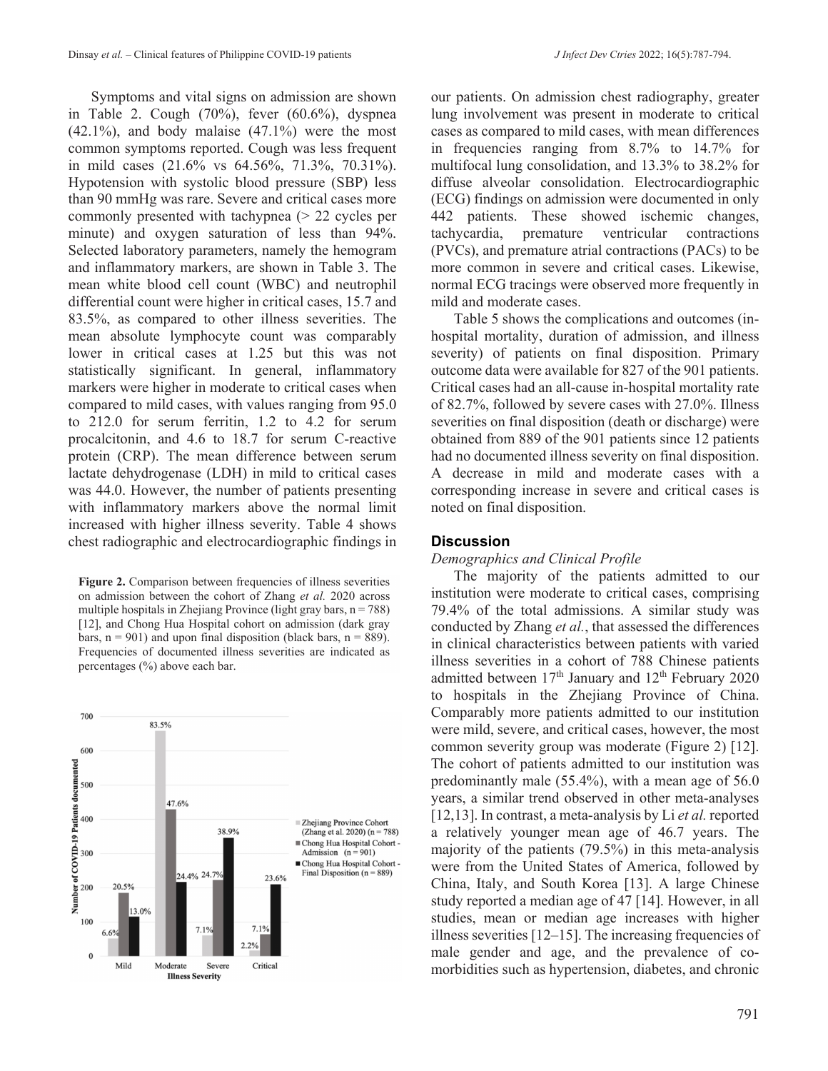Symptoms and vital signs on admission are shown in Table 2. Cough (70%), fever (60.6%), dyspnea (42.1%), and body malaise (47.1%) were the most common symptoms reported. Cough was less frequent in mild cases (21.6% vs 64.56%, 71.3%, 70.31%). Hypotension with systolic blood pressure (SBP) less than 90 mmHg was rare. Severe and critical cases more commonly presented with tachypnea (> 22 cycles per minute) and oxygen saturation of less than 94%. Selected laboratory parameters, namely the hemogram and inflammatory markers, are shown in Table 3. The mean white blood cell count (WBC) and neutrophil differential count were higher in critical cases, 15.7 and 83.5%, as compared to other illness severities. The mean absolute lymphocyte count was comparably lower in critical cases at 1.25 but this was not statistically significant. In general, inflammatory markers were higher in moderate to critical cases when compared to mild cases, with values ranging from 95.0 to 212.0 for serum ferritin, 1.2 to 4.2 for serum procalcitonin, and 4.6 to 18.7 for serum C-reactive protein (CRP). The mean difference between serum lactate dehydrogenase (LDH) in mild to critical cases was 44.0. However, the number of patients presenting with inflammatory markers above the normal limit increased with higher illness severity. Table 4 shows chest radiographic and electrocardiographic findings in our patients. On admission chest radiography, greater lung involvement was present in moderate to critical cases as compared to mild cases, with mean differences in frequencies ranging from 8.7% to 14.7% for multifocal lung consolidation, and 13.3% to 38.2% for diffuse alveolar consolidation. Electrocardiographic (ECG) findings on admission were documented in only 442 patients. These showed ischemic changes, tachycardia, premature ventricular contractions (PVCs), and premature atrial contractions (PACs) to be more common in severe and critical cases. Likewise, normal ECG tracings were observed more frequently in mild and moderate cases.

Table 5 shows the complications and outcomes (in-hospital mortality, duration of admission, and illness severity) of patients on final disposition. Primary outcome data were available for 827 of the 901 patients. Critical cases had an all-cause in-hospital mortality rate of 82.7%, followed by severe cases with 27.0%. Illness severities on final disposition (death or discharge) were obtained from 889 of the 901 patients since 12 patients had no documented illness severity on final disposition. A decrease in mild and moderate cases with a corresponding increase in severe and critical cases is noted on final disposition.

**Figure 2.** Comparison between frequencies of illness severities on admission between the cohort of Zhang *et al.* 2020 across multiple hospitals in Zhejiang Province (light gray bars, n = 788) [12], and Chong Hua Hospital cohort on admission (dark gray bars, n = 901) and upon final disposition (black bars, n = 889). Frequencies of documented illness severities are indicated as percentages (%) above each bar.

## Discussion

### *Demographics and Clinical Profile*

The majority of the patients admitted to our institution were moderate to critical cases, comprising 79.4% of the total admissions. A similar study was conducted by Zhang *et al.*, that assessed the differences in clinical characteristics between patients with varied illness severities in a cohort of 788 Chinese patients admitted between 17th January and 12th February 2020 to hospitals in the Zhejiang Province of China. Comparably more patients admitted to our institution were mild, severe, and critical cases, however, the most common severity group was moderate (Figure 2) [12]. The cohort of patients admitted to our institution was predominantly male (55.4%), with a mean age of 56.0 years, a similar trend observed in other meta-analyses [12,13]. In contrast, a meta-analysis by Li *et al.* reported a relatively younger mean age of 46.7 years. The majority of the patients (79.5%) in this meta-analysis were from the United States of America, followed by China, Italy, and South Korea [13]. A large Chinese study reported a median age of 47 [14]. However, in all studies, mean or median age increases with higher illness severities [12–15]. The increasing frequencies of male gender and age, and the prevalence of co-morbidities such as hypertension, diabetes, and chronic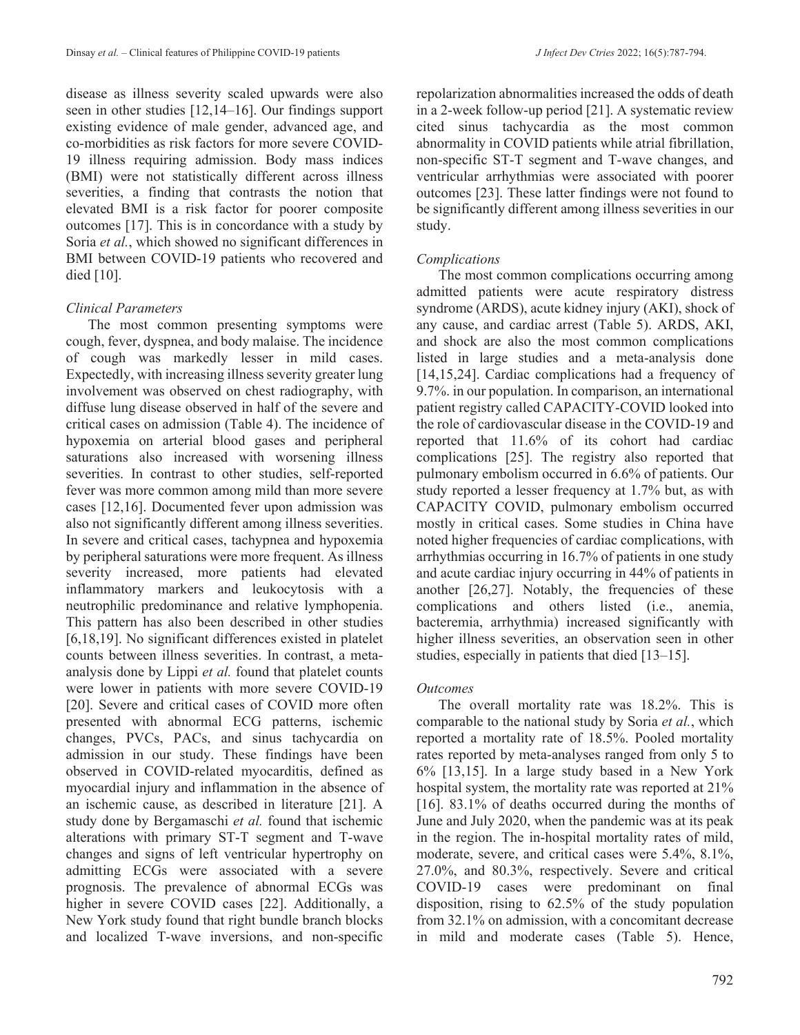disease as illness severity scaled upwards were also seen in other studies [12,14–16]. Our findings support existing evidence of male gender, advanced age, and co-morbidities as risk factors for more severe COVID-19 illness requiring admission. Body mass indices (BMI) were not statistically different across illness severities, a finding that contrasts the notion that elevated BMI is a risk factor for poorer composite outcomes [17]. This is in concordance with a study by Soria *et al.*, which showed no significant differences in BMI between COVID-19 patients who recovered and died [10].

### *Clinical Parameters*

The most common presenting symptoms were cough, fever, dyspnea, and body malaise. The incidence of cough was markedly lesser in mild cases. Expectedly, with increasing illness severity greater lung involvement was observed on chest radiography, with diffuse lung disease observed in half of the severe and critical cases on admission (Table 4). The incidence of hypoxemia on arterial blood gases and peripheral saturations also increased with worsening illness severities. In contrast to other studies, self-reported fever was more common among mild than more severe cases [12,16]. Documented fever upon admission was also not significantly different among illness severities. In severe and critical cases, tachypnea and hypoxemia by peripheral saturations were more frequent. As illness severity increased, more patients had elevated inflammatory markers and leukocytosis with a neutrophilic predominance and relative lymphopenia. This pattern has also been described in other studies [6,18,19]. No significant differences existed in platelet counts between illness severities. In contrast, a meta-analysis done by Lippi *et al.* found that platelet counts were lower in patients with more severe COVID-19 [20]. Severe and critical cases of COVID more often presented with abnormal ECG patterns, ischemic changes, PVCs, PACs, and sinus tachycardia on admission in our study. These findings have been observed in COVID-related myocarditis, defined as myocardial injury and inflammation in the absence of an ischemic cause, as described in literature [21]. A study done by Bergamaschi *et al.* found that ischemic alterations with primary ST-T segment and T-wave changes and signs of left ventricular hypertrophy on admitting ECGs were associated with a severe prognosis. The prevalence of abnormal ECGs was higher in severe COVID cases [22]. Additionally, a New York study found that right bundle branch blocks and localized T-wave inversions, and non-specific repolarization abnormalities increased the odds of death in a 2-week follow-up period [21]. A systematic review cited sinus tachycardia as the most common abnormality in COVID patients while atrial fibrillation, non-specific ST-T segment and T-wave changes, and ventricular arrhythmias were associated with poorer outcomes [23]. These latter findings were not found to be significantly different among illness severities in our study.

### *Complications*

The most common complications occurring among admitted patients were acute respiratory distress syndrome (ARDS), acute kidney injury (AKI), shock of any cause, and cardiac arrest (Table 5). ARDS, AKI, and shock are also the most common complications listed in large studies and a meta-analysis done [14,15,24]. Cardiac complications had a frequency of 9.7%. in our population. In comparison, an international patient registry called CAPACITY-COVID looked into the role of cardiovascular disease in the COVID-19 and reported that 11.6% of its cohort had cardiac complications [25]. The registry also reported that pulmonary embolism occurred in 6.6% of patients. Our study reported a lesser frequency at 1.7% but, as with CAPACITY COVID, pulmonary embolism occurred mostly in critical cases. Some studies in China have noted higher frequencies of cardiac complications, with arrhythmias occurring in 16.7% of patients in one study and acute cardiac injury occurring in 44% of patients in another [26,27]. Notably, the frequencies of these complications and others listed (i.e., anemia, bacteremia, arrhythmia) increased significantly with higher illness severities, an observation seen in other studies, especially in patients that died [13–15].

### *Outcomes*

The overall mortality rate was 18.2%. This is comparable to the national study by Soria *et al.*, which reported a mortality rate of 18.5%. Pooled mortality rates reported by meta-analyses ranged from only 5 to 6% [13,15]. In a large study based in a New York hospital system, the mortality rate was reported at 21% [16]. 83.1% of deaths occurred during the months of June and July 2020, when the pandemic was at its peak in the region. The in-hospital mortality rates of mild, moderate, severe, and critical cases were 5.4%, 8.1%, 27.0%, and 80.3%, respectively. Severe and critical COVID-19 cases were predominant on final disposition, rising to 62.5% of the study population from 32.1% on admission, with a concomitant decrease in mild and moderate cases (Table 5). Hence,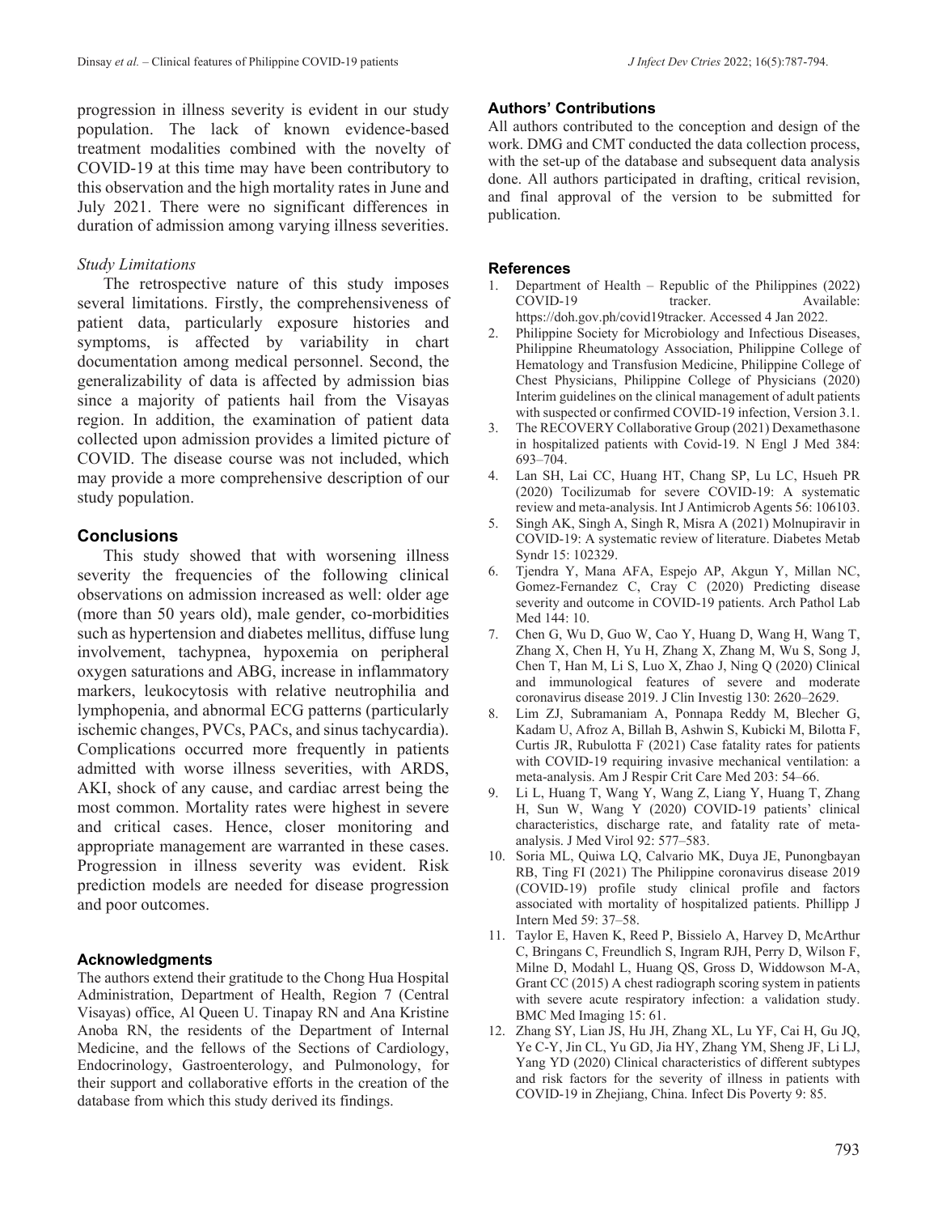progression in illness severity is evident in our study population. The lack of known evidence-based treatment modalities combined with the novelty of COVID-19 at this time may have been contributory to this observation and the high mortality rates in June and July 2021. There were no significant differences in duration of admission among varying illness severities.

*Study Limitations*

The retrospective nature of this study imposes several limitations. Firstly, the comprehensiveness of patient data, particularly exposure histories and symptoms, is affected by variability in chart documentation among medical personnel. Second, the generalizability of data is affected by admission bias since a majority of patients hail from the Visayas region. In addition, the examination of patient data collected upon admission provides a limited picture of COVID. The disease course was not included, which may provide a more comprehensive description of our study population.

## Conclusions

This study showed that with worsening illness severity the frequencies of the following clinical observations on admission increased as well: older age (more than 50 years old), male gender, co-morbidities such as hypertension and diabetes mellitus, diffuse lung involvement, tachypnea, hypoxemia on peripheral oxygen saturations and ABG, increase in inflammatory markers, leukocytosis with relative neutrophilia and lymphopenia, and abnormal ECG patterns (particularly ischemic changes, PVCs, PACs, and sinus tachycardia). Complications occurred more frequently in patients admitted with worse illness severities, with ARDS, AKI, shock of any cause, and cardiac arrest being the most common. Mortality rates were highest in severe and critical cases. Hence, closer monitoring and appropriate management are warranted in these cases. Progression in illness severity was evident. Risk prediction models are needed for disease progression and poor outcomes.

## Acknowledgments

The authors extend their gratitude to the Chong Hua Hospital Administration, Department of Health, Region 7 (Central Visayas) office, Al Queen U. Tinapay RN and Ana Kristine Anoba RN, the residents of the Department of Internal Medicine, and the fellows of the Sections of Cardiology, Endocrinology, Gastroenterology, and Pulmonology, for their support and collaborative efforts in the creation of the database from which this study derived its findings.

## Authors' Contributions

All authors contributed to the conception and design of the work. DMG and CMT conducted the data collection process, with the set-up of the database and subsequent data analysis done. All authors participated in drafting, critical revision, and final approval of the version to be submitted for publication.

## References

1. Department of Health – Republic of the Philippines (2022) COVID-19 tracker. Available: https://doh.gov.ph/covid19tracker. Accessed 4 Jan 2022.
2. Philippine Society for Microbiology and Infectious Diseases, Philippine Rheumatology Association, Philippine College of Hematology and Transfusion Medicine, Philippine College of Chest Physicians, Philippine College of Physicians (2020) Interim guidelines on the clinical management of adult patients with suspected or confirmed COVID-19 infection, Version 3.1.
3. The RECOVERY Collaborative Group (2021) Dexamethasone in hospitalized patients with Covid-19. N Engl J Med 384: 693–704.
4. Lan SH, Lai CC, Huang HT, Chang SP, Lu LC, Hsueh PR (2020) Tocilizumab for severe COVID-19: A systematic review and meta-analysis. Int J Antimicrob Agents 56: 106103.
5. Singh AK, Singh A, Singh R, Misra A (2021) Molnupiravir in COVID-19: A systematic review of literature. Diabetes Metab Syndr 15: 102329.
6. Tjendra Y, Mana AFA, Espejo AP, Akgun Y, Millan NC, Gomez-Fernandez C, Cray C (2020) Predicting disease severity and outcome in COVID-19 patients. Arch Pathol Lab Med 144: 10.
7. Chen G, Wu D, Guo W, Cao Y, Huang D, Wang H, Wang T, Zhang X, Chen H, Yu H, Zhang X, Zhang M, Wu S, Song J, Chen T, Han M, Li S, Luo X, Zhao J, Ning Q (2020) Clinical and immunological features of severe and moderate coronavirus disease 2019. J Clin Investig 130: 2620–2629.
8. Lim ZJ, Subramaniam A, Ponnapa Reddy M, Blecher G, Kadam U, Afroz A, Billah B, Ashwin S, Kubicki M, Bilotta F, Curtis JR, Rubulotta F (2021) Case fatality rates for patients with COVID-19 requiring invasive mechanical ventilation: a meta-analysis. Am J Respir Crit Care Med 203: 54–66.
9. Li L, Huang T, Wang Y, Wang Z, Liang Y, Huang T, Zhang H, Sun W, Wang Y (2020) COVID-19 patients' clinical characteristics, discharge rate, and fatality rate of meta-analysis. J Med Virol 92: 577–583.
10. Soria ML, Quiwa LQ, Calvario MK, Duya JE, Punongbayan RB, Ting FI (2021) The Philippine coronavirus disease 2019 (COVID-19) profile study clinical profile and factors associated with mortality of hospitalized patients. Phillipp J Intern Med 59: 37–58.
11. Taylor E, Haven K, Reed P, Bissielo A, Harvey D, McArthur C, Bringans C, Freundlich S, Ingram RJH, Perry D, Wilson F, Milne D, Modahl L, Huang QS, Gross D, Widdowson M-A, Grant CC (2015) A chest radiograph scoring system in patients with severe acute respiratory infection: a validation study. BMC Med Imaging 15: 61.
12. Zhang SY, Lian JS, Hu JH, Zhang XL, Lu YF, Cai H, Gu JQ, Ye C-Y, Jin CL, Yu GD, Jia HY, Zhang YM, Sheng JF, Li LJ, Yang YD (2020) Clinical characteristics of different subtypes and risk factors for the severity of illness in patients with COVID-19 in Zhejiang, China. Infect Dis Poverty 9: 85.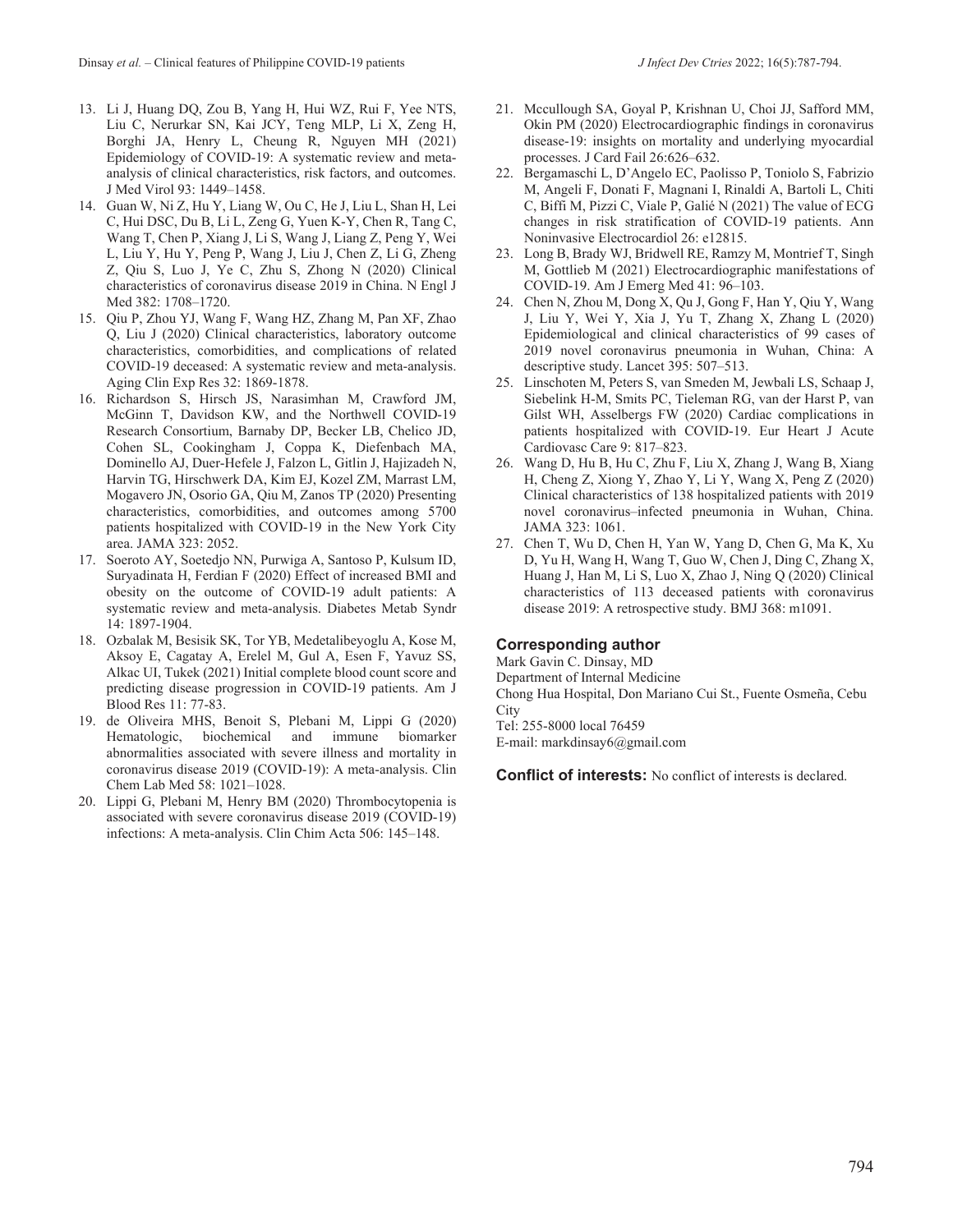13. Li J, Huang DQ, Zou B, Yang H, Hui WZ, Rui F, Yee NTS, Liu C, Nerurkar SN, Kai JCY, Teng MLP, Li X, Zeng H, Borghi JA, Henry L, Cheung R, Nguyen MH (2021) Epidemiology of COVID-19: A systematic review and meta-analysis of clinical characteristics, risk factors, and outcomes. J Med Virol 93: 1449–1458.
14. Guan W, Ni Z, Hu Y, Liang W, Ou C, He J, Liu L, Shan H, Lei C, Hui DSC, Du B, Li L, Zeng G, Yuen K-Y, Chen R, Tang C, Wang T, Chen P, Xiang J, Li S, Wang J, Liang Z, Peng Y, Wei L, Liu Y, Hu Y, Peng P, Wang J, Liu J, Chen Z, Li G, Zheng Z, Qiu S, Luo J, Ye C, Zhu S, Zhong N (2020) Clinical characteristics of coronavirus disease 2019 in China. N Engl J Med 382: 1708–1720.
15. Qiu P, Zhou YJ, Wang F, Wang HZ, Zhang M, Pan XF, Zhao Q, Liu J (2020) Clinical characteristics, laboratory outcome characteristics, comorbidities, and complications of related COVID-19 deceased: A systematic review and meta-analysis. Aging Clin Exp Res 32: 1869-1878.
16. Richardson S, Hirsch JS, Narasimhan M, Crawford JM, McGinn T, Davidson KW, and the Northwell COVID-19 Research Consortium, Barnaby DP, Becker LB, Chelico JD, Cohen SL, Cookingham J, Coppa K, Diefenbach MA, Dominello AJ, Duer-Hefele J, Falzon L, Gitlin J, Hajizadeh N, Harvin TG, Hirschwerk DA, Kim EJ, Kozel ZM, Marrast LM, Mogavero JN, Osorio GA, Qiu M, Zanos TP (2020) Presenting characteristics, comorbidities, and outcomes among 5700 patients hospitalized with COVID-19 in the New York City area. JAMA 323: 2052.
17. Soeroto AY, Soetedjo NN, Purwiga A, Santoso P, Kulsum ID, Suryadinata H, Ferdian F (2020) Effect of increased BMI and obesity on the outcome of COVID-19 adult patients: A systematic review and meta-analysis. Diabetes Metab Syndr 14: 1897-1904.
18. Ozbalak M, Besisik SK, Tor YB, Medetalibeyoglu A, Kose M, Aksoy E, Cagatay A, Erelel M, Gul A, Esen F, Yavuz SS, Alkac UI, Tukek (2021) Initial complete blood count score and predicting disease progression in COVID-19 patients. Am J Blood Res 11: 77-83.
19. de Oliveira MHS, Benoit S, Plebani M, Lippi G (2020) Hematologic, biochemical and immune biomarker abnormalities associated with severe illness and mortality in coronavirus disease 2019 (COVID-19): A meta-analysis. Clin Chem Lab Med 58: 1021–1028.
20. Lippi G, Plebani M, Henry BM (2020) Thrombocytopenia is associated with severe coronavirus disease 2019 (COVID-19) infections: A meta-analysis. Clin Chim Acta 506: 145–148.
21. Mccullough SA, Goyal P, Krishnan U, Choi JJ, Safford MM, Okin PM (2020) Electrocardiographic findings in coronavirus disease-19: insights on mortality and underlying myocardial processes. J Card Fail 26:626–632.
22. Bergamaschi L, D'Angelo EC, Paolisso P, Toniolo S, Fabrizio M, Angeli F, Donati F, Magnani I, Rinaldi A, Bartoli L, Chiti C, Biffi M, Pizzi C, Viale P, Galié N (2021) The value of ECG changes in risk stratification of COVID-19 patients. Ann Noninvasive Electrocardiol 26: e12815.
23. Long B, Brady WJ, Bridwell RE, Ramzy M, Montrief T, Singh M, Gottlieb M (2021) Electrocardiographic manifestations of COVID-19. Am J Emerg Med 41: 96–103.
24. Chen N, Zhou M, Dong X, Qu J, Gong F, Han Y, Qiu Y, Wang J, Liu Y, Wei Y, Xia J, Yu T, Zhang X, Zhang L (2020) Epidemiological and clinical characteristics of 99 cases of 2019 novel coronavirus pneumonia in Wuhan, China: A descriptive study. Lancet 395: 507–513.
25. Linschoten M, Peters S, van Smeden M, Jewbali LS, Schaap J, Siebelink H-M, Smits PC, Tieleman RG, van der Harst P, van Gilst WH, Asselbergs FW (2020) Cardiac complications in patients hospitalized with COVID-19. Eur Heart J Acute Cardiovasc Care 9: 817–823.
26. Wang D, Hu B, Hu C, Zhu F, Liu X, Zhang J, Wang B, Xiang H, Cheng Z, Xiong Y, Zhao Y, Li Y, Wang X, Peng Z (2020) Clinical characteristics of 138 hospitalized patients with 2019 novel coronavirus–infected pneumonia in Wuhan, China. JAMA 323: 1061.
27. Chen T, Wu D, Chen H, Yan W, Yang D, Chen G, Ma K, Xu D, Yu H, Wang H, Wang T, Guo W, Chen J, Ding C, Zhang X, Huang J, Han M, Li S, Luo X, Zhao J, Ning Q (2020) Clinical characteristics of 113 deceased patients with coronavirus disease 2019: A retrospective study. BMJ 368: m1091.

## Corresponding author

Mark Gavin C. Dinsay, MD
Department of Internal Medicine
Chong Hua Hospital, Don Mariano Cui St., Fuente Osmeña, Cebu City
Tel: 255-8000 local 76459
E-mail: markdinsay6@gmail.com

**Conflict of interests:** No conflict of interests is declared.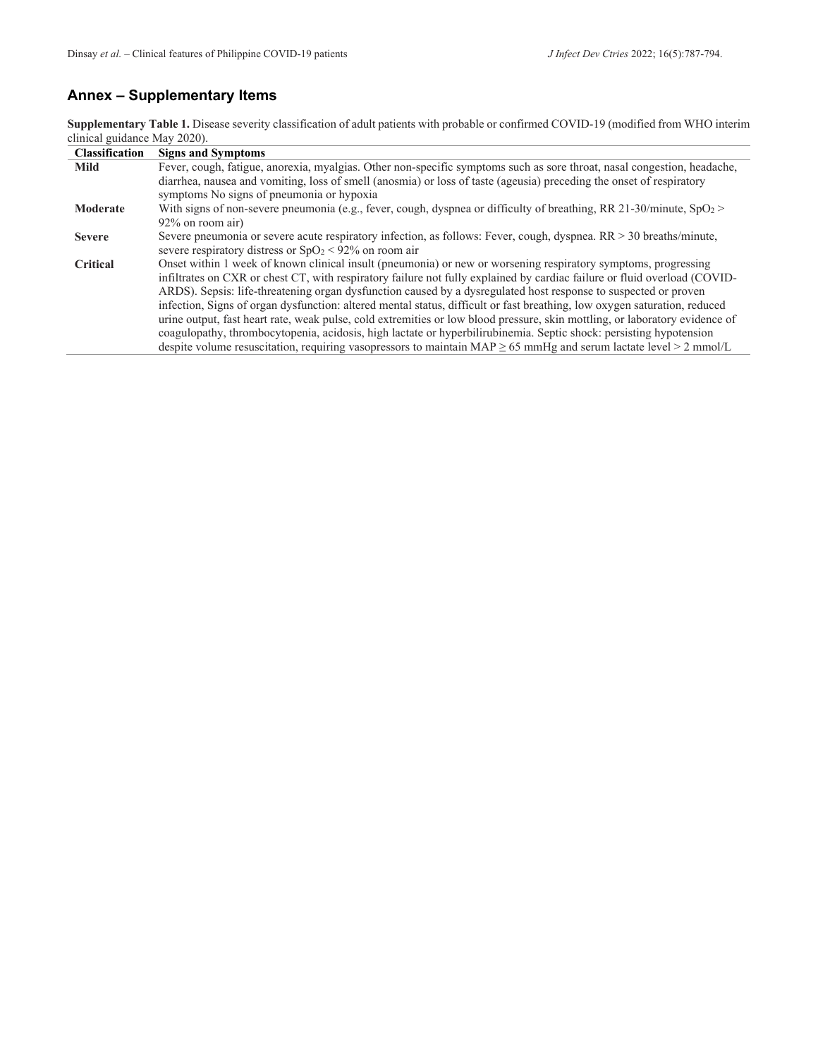## Annex – Supplementary Items

**Supplementary Table 1.** Disease severity classification of adult patients with probable or confirmed COVID-19 (modified from WHO interim clinical guidance May 2020).

| Classification | Signs and Symptoms |
|---|---|
| **Mild** | Fever, cough, fatigue, anorexia, myalgias. Other non-specific symptoms such as sore throat, nasal congestion, headache, diarrhea, nausea and vomiting, loss of smell (anosmia) or loss of taste (ageusia) preceding the onset of respiratory symptoms No signs of pneumonia or hypoxia |
| **Moderate** | With signs of non-severe pneumonia (e.g., fever, cough, dyspnea or difficulty of breathing, RR 21-30/minute, $SpO_2$ > 92% on room air) |
| **Severe** | Severe pneumonia or severe acute respiratory infection, as follows: Fever, cough, dyspnea. RR > 30 breaths/minute, severe respiratory distress or $SpO_2$ < 92% on room air |
| **Critical** | Onset within 1 week of known clinical insult (pneumonia) or new or worsening respiratory symptoms, progressing infiltrates on CXR or chest CT, with respiratory failure not fully explained by cardiac failure or fluid overload (COVID-ARDS). Sepsis: life-threatening organ dysfunction caused by a dysregulated host response to suspected or proven infection, Signs of organ dysfunction: altered mental status, difficult or fast breathing, low oxygen saturation, reduced urine output, fast heart rate, weak pulse, cold extremities or low blood pressure, skin mottling, or laboratory evidence of coagulopathy, thrombocytopenia, acidosis, high lactate or hyperbilirubinemia. Septic shock: persisting hypotension despite volume resuscitation, requiring vasopressors to maintain MAP $\geq$ 65 mmHg and serum lactate level > 2 mmol/L |